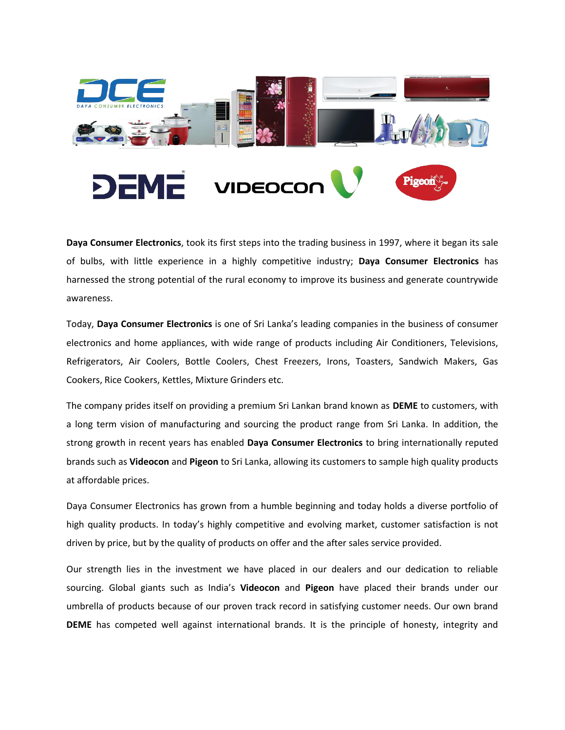**Daya Consumer Electronics**, took its first steps into the trading business in 1997, where it began its sale of bulbs, with little experience in a highly competitive industry; **Daya Consumer Electronics** has harnessed the strong potential of the rural economy to improve its business and generate countrywide awareness.

Today, **Daya Consumer Electronics** is one of Sri Lanka's leading companies in the business of consumer electronics and home appliances, with wide range of products including Air Conditioners, Televisions, Refrigerators, Air Coolers, Bottle Coolers, Chest Freezers, Irons, Toasters, Sandwich Makers, Gas Cookers, Rice Cookers, Kettles, Mixture Grinders etc.

The company prides itself on providing a premium Sri Lankan brand known as **DEME** to customers, with a long term vision of manufacturing and sourcing the product range from Sri Lanka. In addition, the strong growth in recent years has enabled **Daya Consumer Electronics** to bring internationally reputed brands such as **Videocon** and **Pigeon** to Sri Lanka, allowing its customers to sample high quality products at affordable prices.

Daya Consumer Electronics has grown from a humble beginning and today holds a diverse portfolio of high quality products. In today's highly competitive and evolving market, customer satisfaction is not driven by price, but by the quality of products on offer and the after sales service provided.

Our strength lies in the investment we have placed in our dealers and our dedication to reliable sourcing. Global giants such as India's **Videocon** and **Pigeon** have placed their brands under our umbrella of products because of our proven track record in satisfying customer needs. Our own brand **DEME** has competed well against international brands. It is the principle of honesty, integrity and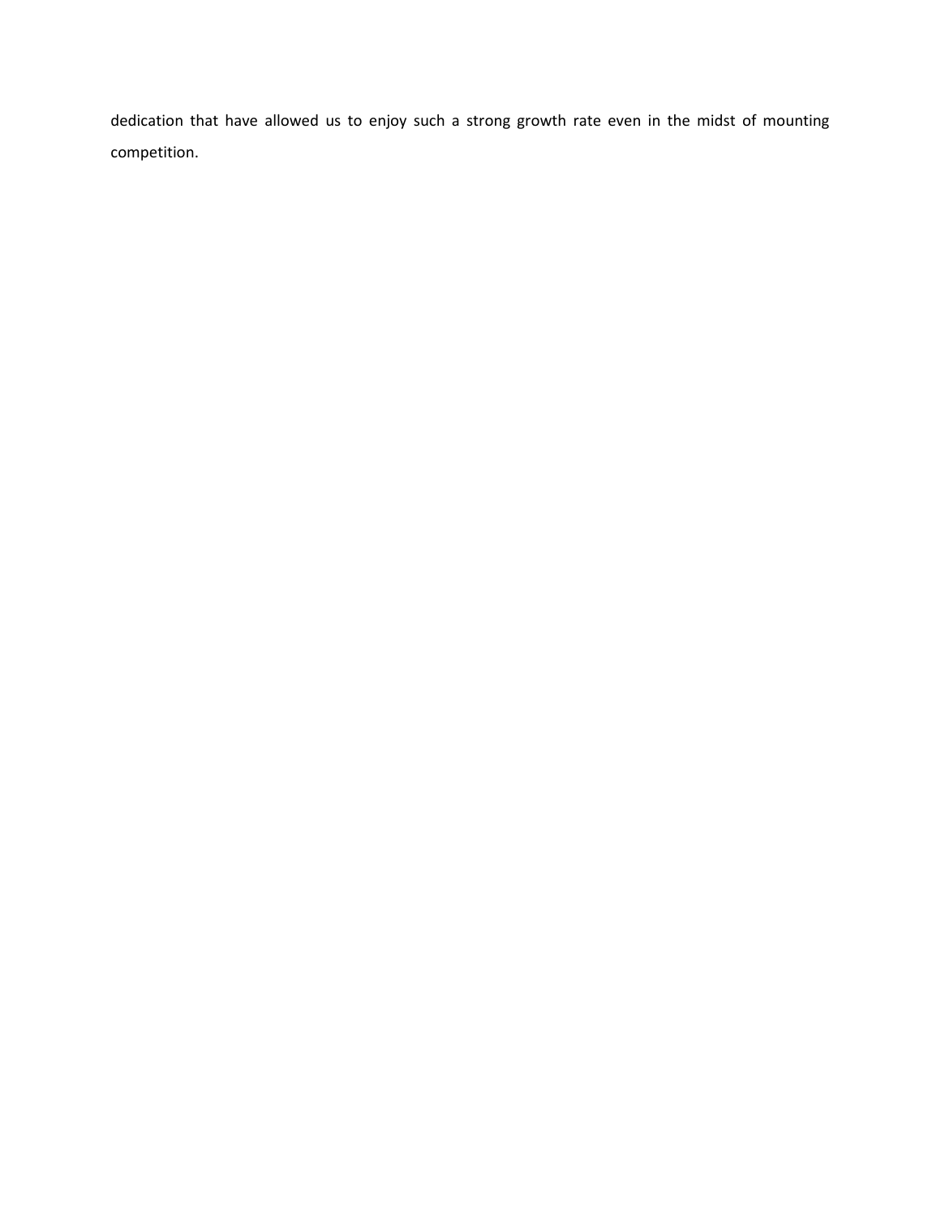dedication that have allowed us to enjoy such a strong growth rate even in the midst of mounting competition.